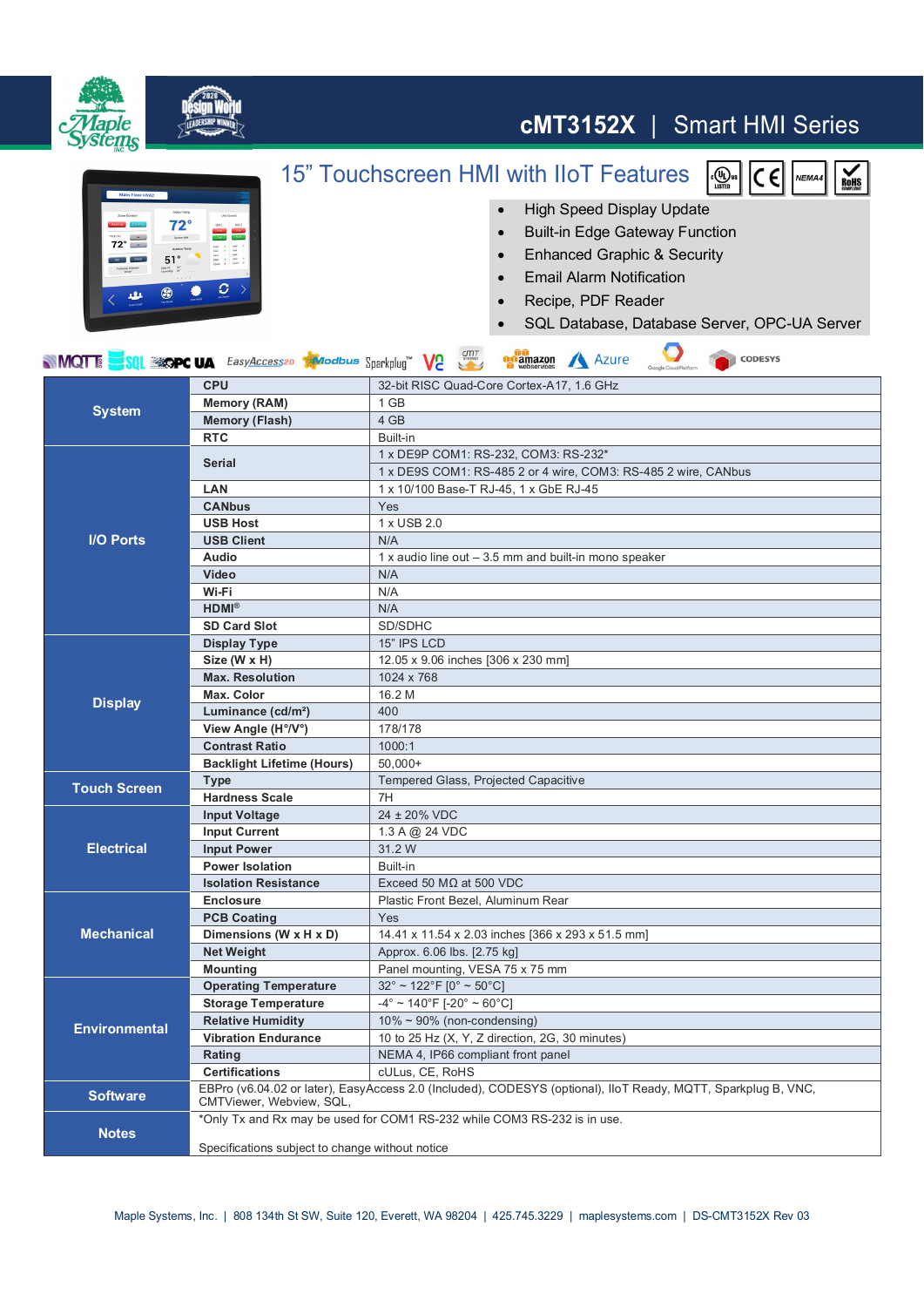# cMT3152X | Smart HMI Series

## 15" Touchscreen HMI with IIoT Features

- High Speed Display Update
- Built-in Edge Gateway Function
- Enhanced Graphic & Security
- Email Alarm Notification
- Recipe, PDF Reader
- SQL Database, Database Server, OPC-UA Server

| Category | Item | Specification |
|---|---|---|
| System | CPU | 32-bit RISC Quad-Core Cortex-A17, 1.6 GHz |
| | Memory (RAM) | 1 GB |
| | Memory (Flash) | 4 GB |
| | RTC | Built-in |
| I/O Ports | Serial | 1 x DE9P COM1: RS-232, COM3: RS-232* |
| | | 1 x DE9S COM1: RS-485 2 or 4 wire, COM3: RS-485 2 wire, CANbus |
| | LAN | 1 x 10/100 Base-T RJ-45, 1 x GbE RJ-45 |
| | CANbus | Yes |
| | USB Host | 1 x USB 2.0 |
| | USB Client | N/A |
| | Audio | 1 x audio line out – 3.5 mm and built-in mono speaker |
| | Video | N/A |
| | Wi-Fi | N/A |
| | HDMI® | N/A |
| | SD Card Slot | SD/SDHC |
| Display | Display Type | 15" IPS LCD |
| | Size (W x H) | 12.05 x 9.06 inches [306 x 230 mm] |
| | Max. Resolution | 1024 x 768 |
| | Max. Color | 16.2 M |
| | Luminance (cd/m²) | 400 |
| | View Angle (H°/V°) | 178/178 |
| | Contrast Ratio | 1000:1 |
| | Backlight Lifetime (Hours) | 50,000+ |
| Touch Screen | Type | Tempered Glass, Projected Capacitive |
| | Hardness Scale | 7H |
| Electrical | Input Voltage | 24 ± 20% VDC |
| | Input Current | 1.3 A @ 24 VDC |
| | Input Power | 31.2 W |
| | Power Isolation | Built-in |
| | Isolation Resistance | Exceed 50 MΩ at 500 VDC |
| Mechanical | Enclosure | Plastic Front Bezel, Aluminum Rear |
| | PCB Coating | Yes |
| | Dimensions (W x H x D) | 14.41 x 11.54 x 2.03 inches [366 x 293 x 51.5 mm] |
| | Net Weight | Approx. 6.06 lbs. [2.75 kg] |
| | Mounting | Panel mounting, VESA 75 x 75 mm |
| Environmental | Operating Temperature | 32° ~ 122°F [0° ~ 50°C] |
| | Storage Temperature | -4° ~ 140°F [-20° ~ 60°C] |
| | Relative Humidity | 10% ~ 90% (non-condensing) |
| | Vibration Endurance | 10 to 25 Hz (X, Y, Z direction, 2G, 30 minutes) |
| | Rating | NEMA 4, IP66 compliant front panel |
| | Certifications | cULus, CE, RoHS |
| Software | EBPro (v6.04.02 or later), EasyAccess 2.0 (Included), CODESYS (optional), IIoT Ready, MQTT, Sparkplug B, VNC, CMTViewer, Webview, SQL, | |
| Notes | *Only Tx and Rx may be used for COM1 RS-232 while COM3 RS-232 is in use. Specifications subject to change without notice | |

Maple Systems, Inc. | 808 134th St SW, Suite 120, Everett, WA 98204 | 425.745.3229 | maplesystems.com | DS-CMT3152X Rev 03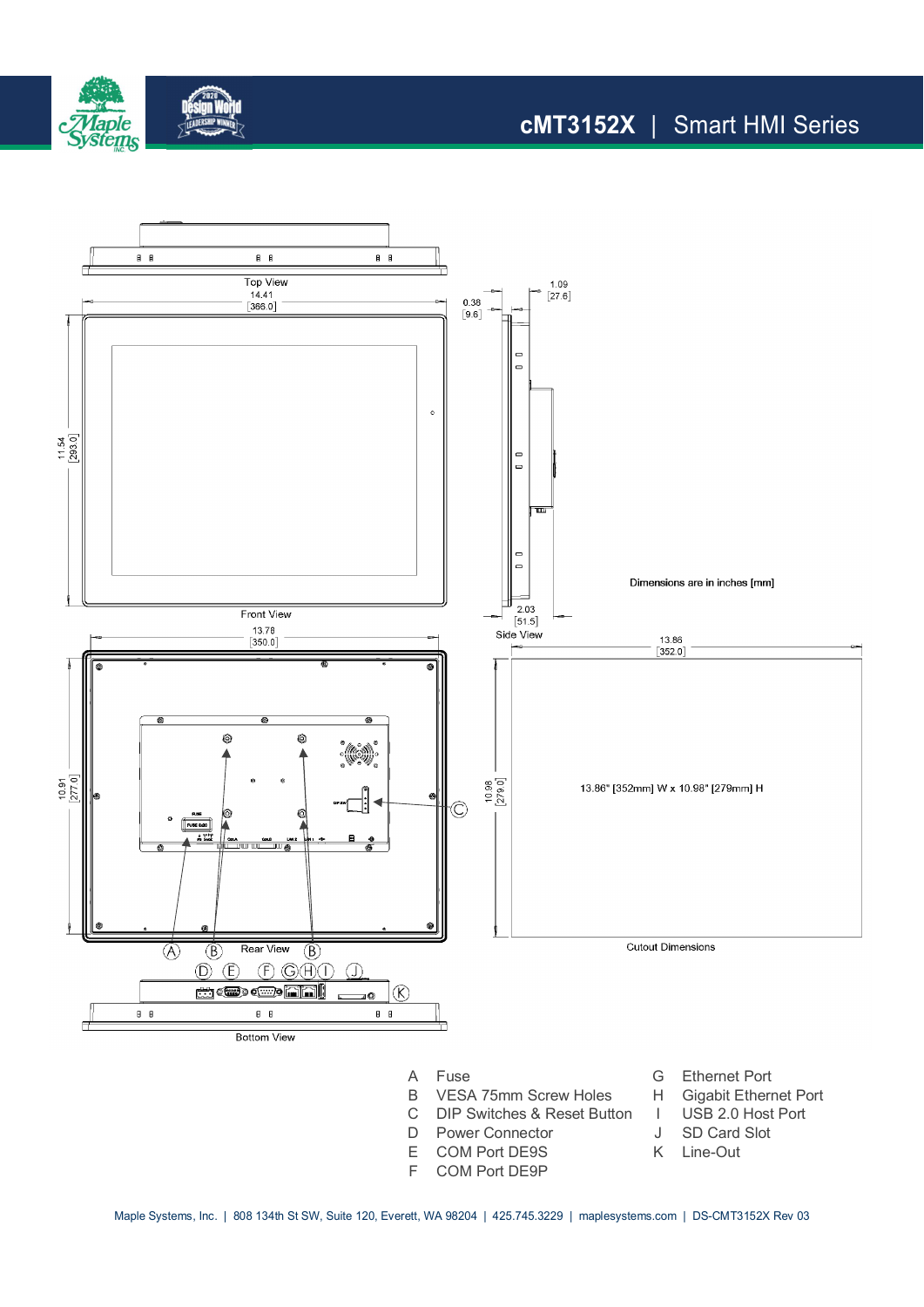# cMT3152X | Smart HMI Series

Top View

14.41
[366.0]

0.38
[9.6]

1.09
[27.6]

11.54
[293.0]

Front View

2.03
[51.5]

Side View

Dimensions are in inches [mm]

13.78
[350.0]

10.91
[277.0]

Rear View

13.86
[352.0]

10.98
[279.0]

13.86" [352mm] W x 10.98" [279mm] H

Cutout Dimensions

Bottom View

| | | | |
|---|---|---|---|
| A | Fuse | G | Ethernet Port |
| B | VESA 75mm Screw Holes | H | Gigabit Ethernet Port |
| C | DIP Switches & Reset Button | I | USB 2.0 Host Port |
| D | Power Connector | J | SD Card Slot |
| E | COM Port DE9S | K | Line-Out |
| F | COM Port DE9P | | |

Maple Systems, Inc. | 808 134th St SW, Suite 120, Everett, WA 98204 | 425.745.3229 | maplesystems.com | DS-CMT3152X Rev 03